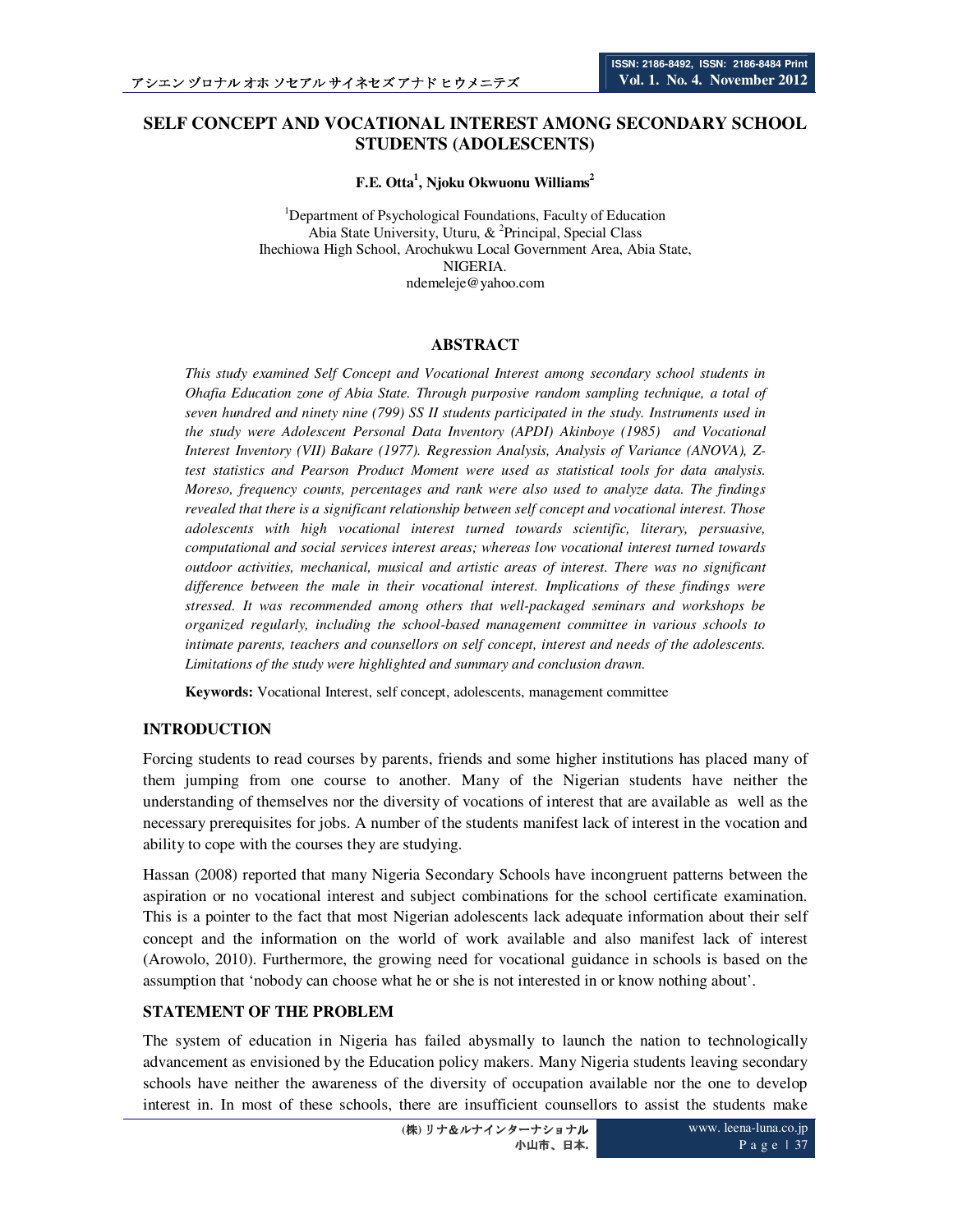# SELF CONCEPT AND VOCATIONAL INTEREST AMONG SECONDARY SCHOOL STUDENTS (ADOLESCENTS)

**F.E. Otta[1], Njoku Okwuonu Williams[2]**

[1]Department of Psychological Foundations, Faculty of Education
Abia State University, Uturu, & [2]Principal, Special Class
Ihechiowa High School, Arochukwu Local Government Area, Abia State,
NIGERIA.
ndemeleje@yahoo.com

## ABSTRACT

*This study examined Self Concept and Vocational Interest among secondary school students in Ohafia Education zone of Abia State. Through purposive random sampling technique, a total of seven hundred and ninety nine (799) SS II students participated in the study. Instruments used in the study were Adolescent Personal Data Inventory (APDI) Akinboye (1985) and Vocational Interest Inventory (VII) Bakare (1977). Regression Analysis, Analysis of Variance (ANOVA), Z-test statistics and Pearson Product Moment were used as statistical tools for data analysis. Moreso, frequency counts, percentages and rank were also used to analyze data. The findings revealed that there is a significant relationship between self concept and vocational interest. Those adolescents with high vocational interest turned towards scientific, literary, persuasive, computational and social services interest areas; whereas low vocational interest turned towards outdoor activities, mechanical, musical and artistic areas of interest. There was no significant difference between the male in their vocational interest. Implications of these findings were stressed. It was recommended among others that well-packaged seminars and workshops be organized regularly, including the school-based management committee in various schools to intimate parents, teachers and counsellors on self concept, interest and needs of the adolescents. Limitations of the study were highlighted and summary and conclusion drawn.*

**Keywords:** Vocational Interest, self concept, adolescents, management committee

## INTRODUCTION

Forcing students to read courses by parents, friends and some higher institutions has placed many of them jumping from one course to another. Many of the Nigerian students have neither the understanding of themselves nor the diversity of vocations of interest that are available as well as the necessary prerequisites for jobs. A number of the students manifest lack of interest in the vocation and ability to cope with the courses they are studying.

Hassan (2008) reported that many Nigeria Secondary Schools have incongruent patterns between the aspiration or no vocational interest and subject combinations for the school certificate examination. This is a pointer to the fact that most Nigerian adolescents lack adequate information about their self concept and the information on the world of work available and also manifest lack of interest (Arowolo, 2010). Furthermore, the growing need for vocational guidance in schools is based on the assumption that 'nobody can choose what he or she is not interested in or know nothing about'.

## STATEMENT OF THE PROBLEM

The system of education in Nigeria has failed abysmally to launch the nation to technologically advancement as envisioned by the Education policy makers. Many Nigeria students leaving secondary schools have neither the awareness of the diversity of occupation available nor the one to develop interest in. In most of these schools, there are insufficient counsellors to assist the students make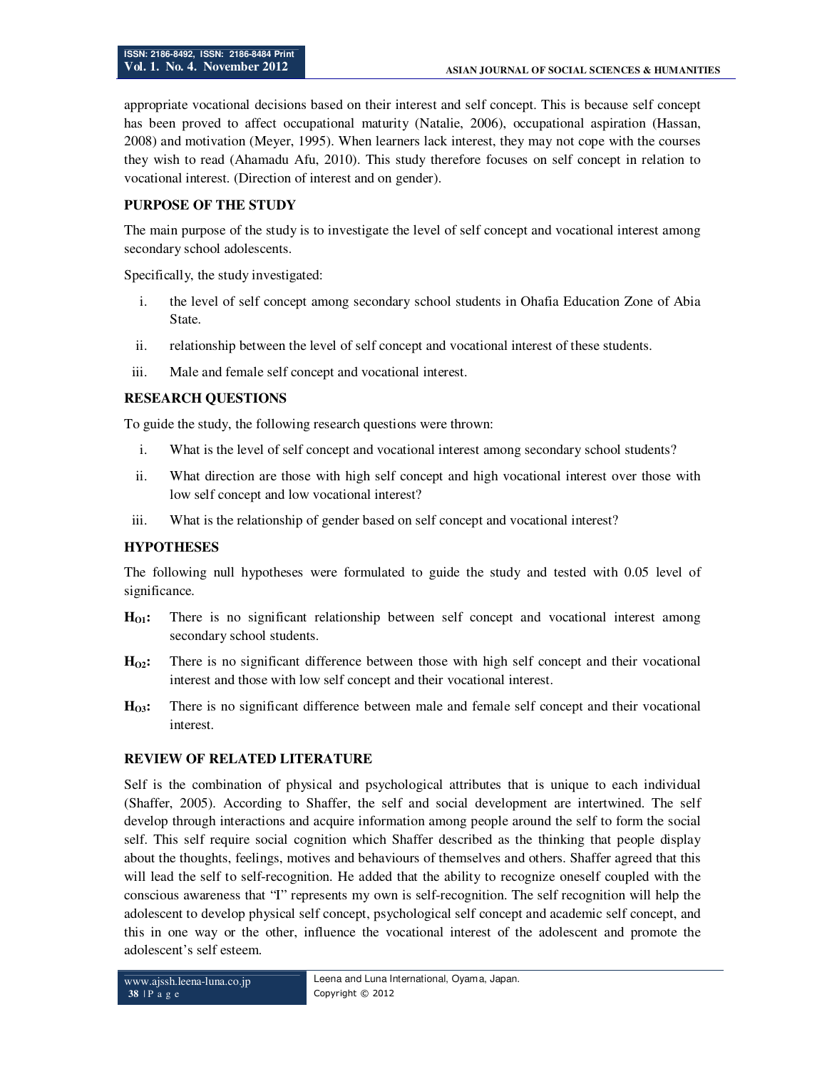appropriate vocational decisions based on their interest and self concept. This is because self concept has been proved to affect occupational maturity (Natalie, 2006), occupational aspiration (Hassan, 2008) and motivation (Meyer, 1995). When learners lack interest, they may not cope with the courses they wish to read (Ahamadu Afu, 2010). This study therefore focuses on self concept in relation to vocational interest. (Direction of interest and on gender).

## PURPOSE OF THE STUDY

The main purpose of the study is to investigate the level of self concept and vocational interest among secondary school adolescents.

Specifically, the study investigated:

i. the level of self concept among secondary school students in Ohafia Education Zone of Abia State.

ii. relationship between the level of self concept and vocational interest of these students.

iii. Male and female self concept and vocational interest.

## RESEARCH QUESTIONS

To guide the study, the following research questions were thrown:

i. What is the level of self concept and vocational interest among secondary school students?

ii. What direction are those with high self concept and high vocational interest over those with low self concept and low vocational interest?

iii. What is the relationship of gender based on self concept and vocational interest?

## HYPOTHESES

The following null hypotheses were formulated to guide the study and tested with 0.05 level of significance.

**$H_{O1}$:** There is no significant relationship between self concept and vocational interest among secondary school students.

**$H_{O2}$:** There is no significant difference between those with high self concept and their vocational interest and those with low self concept and their vocational interest.

**$H_{O3}$:** There is no significant difference between male and female self concept and their vocational interest.

## REVIEW OF RELATED LITERATURE

Self is the combination of physical and psychological attributes that is unique to each individual (Shaffer, 2005). According to Shaffer, the self and social development are intertwined. The self develop through interactions and acquire information among people around the self to form the social self. This self require social cognition which Shaffer described as the thinking that people display about the thoughts, feelings, motives and behaviours of themselves and others. Shaffer agreed that this will lead the self to self-recognition. He added that the ability to recognize oneself coupled with the conscious awareness that "I" represents my own is self-recognition. The self recognition will help the adolescent to develop physical self concept, psychological self concept and academic self concept, and this in one way or the other, influence the vocational interest of the adolescent and promote the adolescent's self esteem.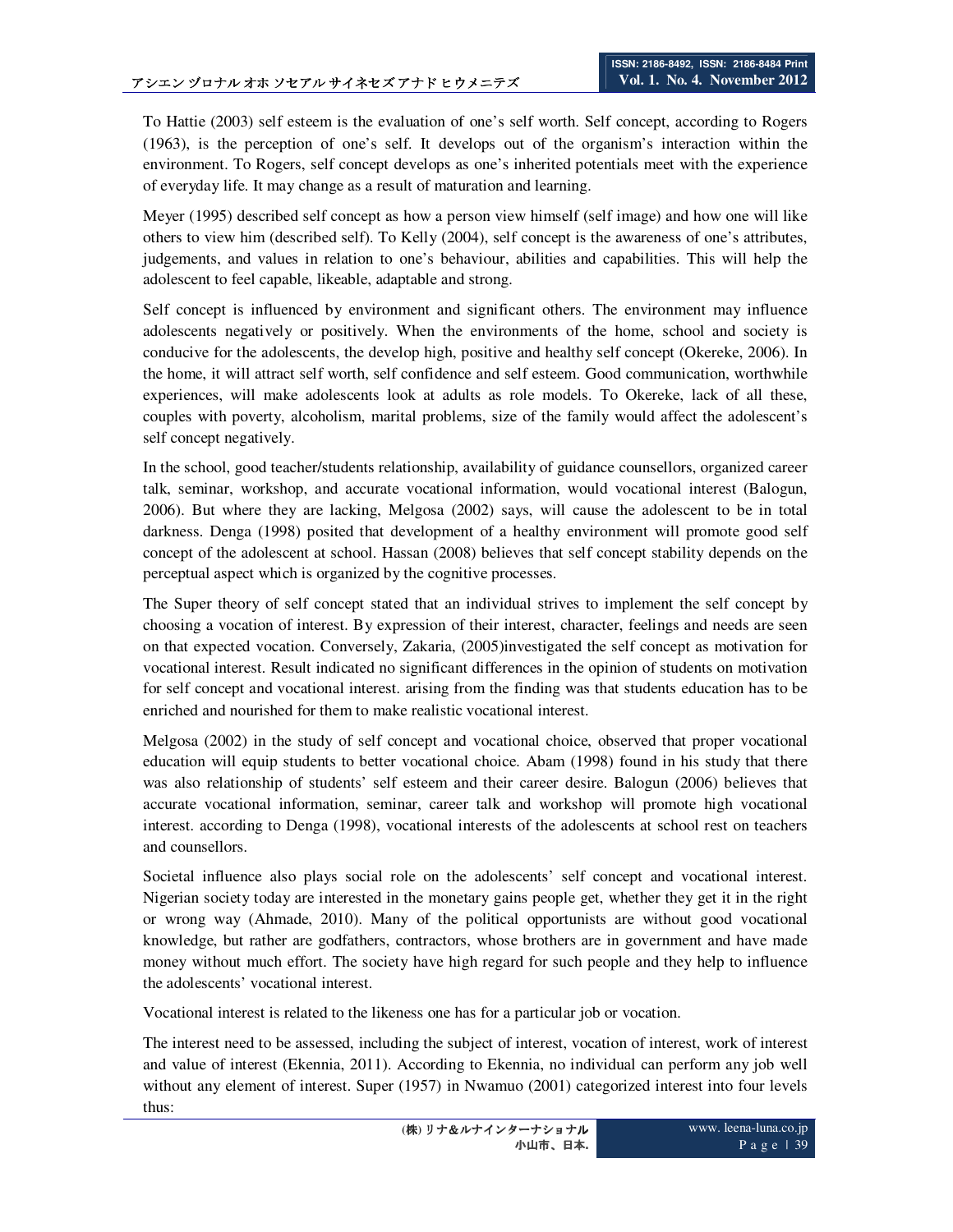To Hattie (2003) self esteem is the evaluation of one's self worth. Self concept, according to Rogers (1963), is the perception of one's self. It develops out of the organism's interaction within the environment. To Rogers, self concept develops as one's inherited potentials meet with the experience of everyday life. It may change as a result of maturation and learning.

Meyer (1995) described self concept as how a person view himself (self image) and how one will like others to view him (described self). To Kelly (2004), self concept is the awareness of one's attributes, judgements, and values in relation to one's behaviour, abilities and capabilities. This will help the adolescent to feel capable, likeable, adaptable and strong.

Self concept is influenced by environment and significant others. The environment may influence adolescents negatively or positively. When the environments of the home, school and society is conducive for the adolescents, the develop high, positive and healthy self concept (Okereke, 2006). In the home, it will attract self worth, self confidence and self esteem. Good communication, worthwhile experiences, will make adolescents look at adults as role models. To Okereke, lack of all these, couples with poverty, alcoholism, marital problems, size of the family would affect the adolescent's self concept negatively.

In the school, good teacher/students relationship, availability of guidance counsellors, organized career talk, seminar, workshop, and accurate vocational information, would vocational interest (Balogun, 2006). But where they are lacking, Melgosa (2002) says, will cause the adolescent to be in total darkness. Denga (1998) posited that development of a healthy environment will promote good self concept of the adolescent at school. Hassan (2008) believes that self concept stability depends on the perceptual aspect which is organized by the cognitive processes.

The Super theory of self concept stated that an individual strives to implement the self concept by choosing a vocation of interest. By expression of their interest, character, feelings and needs are seen on that expected vocation. Conversely, Zakaria, (2005)investigated the self concept as motivation for vocational interest. Result indicated no significant differences in the opinion of students on motivation for self concept and vocational interest. arising from the finding was that students education has to be enriched and nourished for them to make realistic vocational interest.

Melgosa (2002) in the study of self concept and vocational choice, observed that proper vocational education will equip students to better vocational choice. Abam (1998) found in his study that there was also relationship of students' self esteem and their career desire. Balogun (2006) believes that accurate vocational information, seminar, career talk and workshop will promote high vocational interest. according to Denga (1998), vocational interests of the adolescents at school rest on teachers and counsellors.

Societal influence also plays social role on the adolescents' self concept and vocational interest. Nigerian society today are interested in the monetary gains people get, whether they get it in the right or wrong way (Ahmade, 2010). Many of the political opportunists are without good vocational knowledge, but rather are godfathers, contractors, whose brothers are in government and have made money without much effort. The society have high regard for such people and they help to influence the adolescents' vocational interest.

Vocational interest is related to the likeness one has for a particular job or vocation.

The interest need to be assessed, including the subject of interest, vocation of interest, work of interest and value of interest (Ekennia, 2011). According to Ekennia, no individual can perform any job well without any element of interest. Super (1957) in Nwamuo (2001) categorized interest into four levels thus: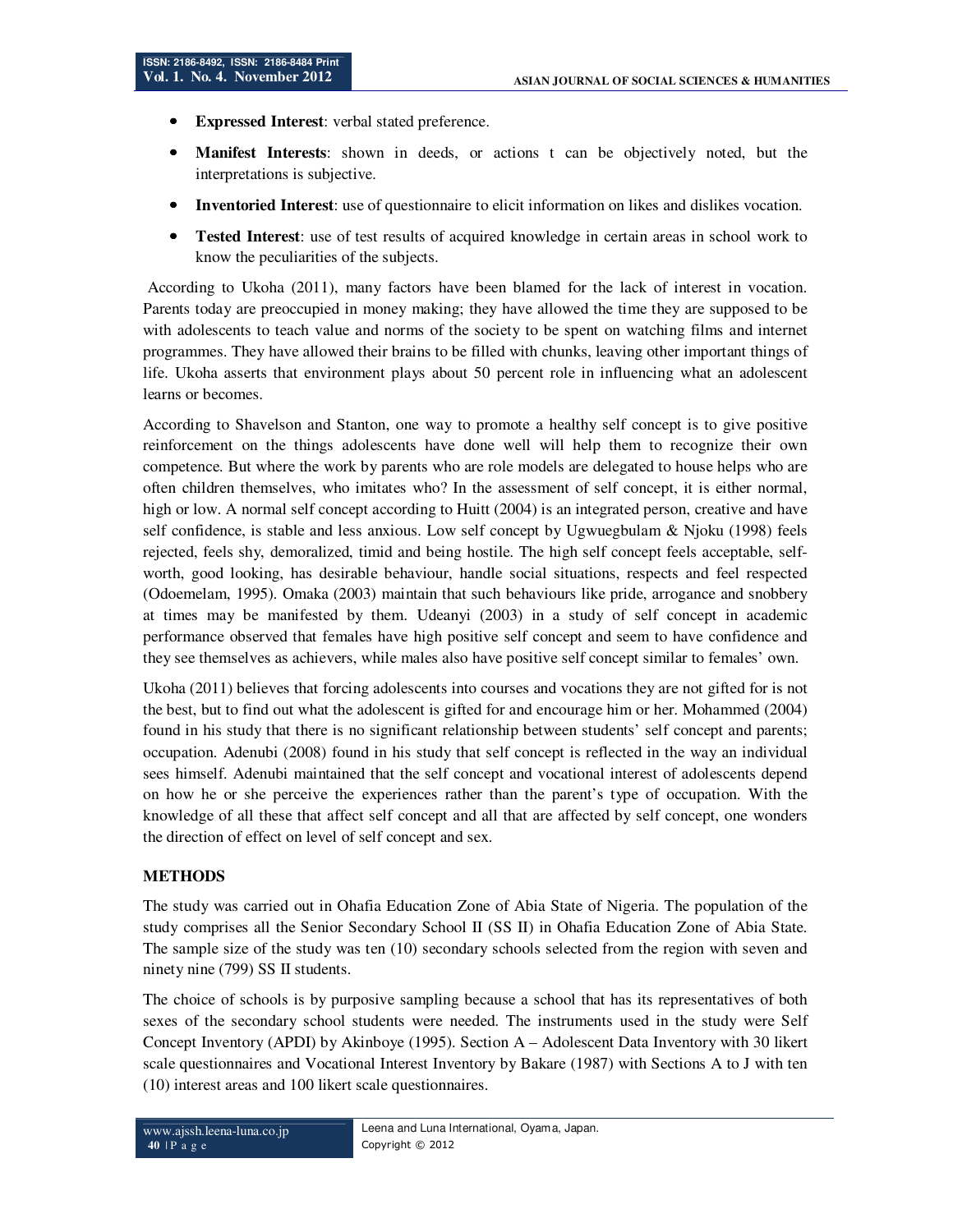- **Expressed Interest**: verbal stated preference.
- **Manifest Interests**: shown in deeds, or actions t can be objectively noted, but the interpretations is subjective.
- **Inventoried Interest**: use of questionnaire to elicit information on likes and dislikes vocation.
- **Tested Interest**: use of test results of acquired knowledge in certain areas in school work to know the peculiarities of the subjects.

According to Ukoha (2011), many factors have been blamed for the lack of interest in vocation. Parents today are preoccupied in money making; they have allowed the time they are supposed to be with adolescents to teach value and norms of the society to be spent on watching films and internet programmes. They have allowed their brains to be filled with chunks, leaving other important things of life. Ukoha asserts that environment plays about 50 percent role in influencing what an adolescent learns or becomes.

According to Shavelson and Stanton, one way to promote a healthy self concept is to give positive reinforcement on the things adolescents have done well will help them to recognize their own competence. But where the work by parents who are role models are delegated to house helps who are often children themselves, who imitates who? In the assessment of self concept, it is either normal, high or low. A normal self concept according to Huitt (2004) is an integrated person, creative and have self confidence, is stable and less anxious. Low self concept by Ugwuegbulam & Njoku (1998) feels rejected, feels shy, demoralized, timid and being hostile. The high self concept feels acceptable, self-worth, good looking, has desirable behaviour, handle social situations, respects and feel respected (Odoemelam, 1995). Omaka (2003) maintain that such behaviours like pride, arrogance and snobbery at times may be manifested by them. Udeanyi (2003) in a study of self concept in academic performance observed that females have high positive self concept and seem to have confidence and they see themselves as achievers, while males also have positive self concept similar to females' own.

Ukoha (2011) believes that forcing adolescents into courses and vocations they are not gifted for is not the best, but to find out what the adolescent is gifted for and encourage him or her. Mohammed (2004) found in his study that there is no significant relationship between students' self concept and parents; occupation. Adenubi (2008) found in his study that self concept is reflected in the way an individual sees himself. Adenubi maintained that the self concept and vocational interest of adolescents depend on how he or she perceive the experiences rather than the parent's type of occupation. With the knowledge of all these that affect self concept and all that are affected by self concept, one wonders the direction of effect on level of self concept and sex.

## METHODS

The study was carried out in Ohafia Education Zone of Abia State of Nigeria. The population of the study comprises all the Senior Secondary School II (SS II) in Ohafia Education Zone of Abia State. The sample size of the study was ten (10) secondary schools selected from the region with seven and ninety nine (799) SS II students.

The choice of schools is by purposive sampling because a school that has its representatives of both sexes of the secondary school students were needed. The instruments used in the study were Self Concept Inventory (APDI) by Akinboye (1995). Section A – Adolescent Data Inventory with 30 likert scale questionnaires and Vocational Interest Inventory by Bakare (1987) with Sections A to J with ten (10) interest areas and 100 likert scale questionnaires.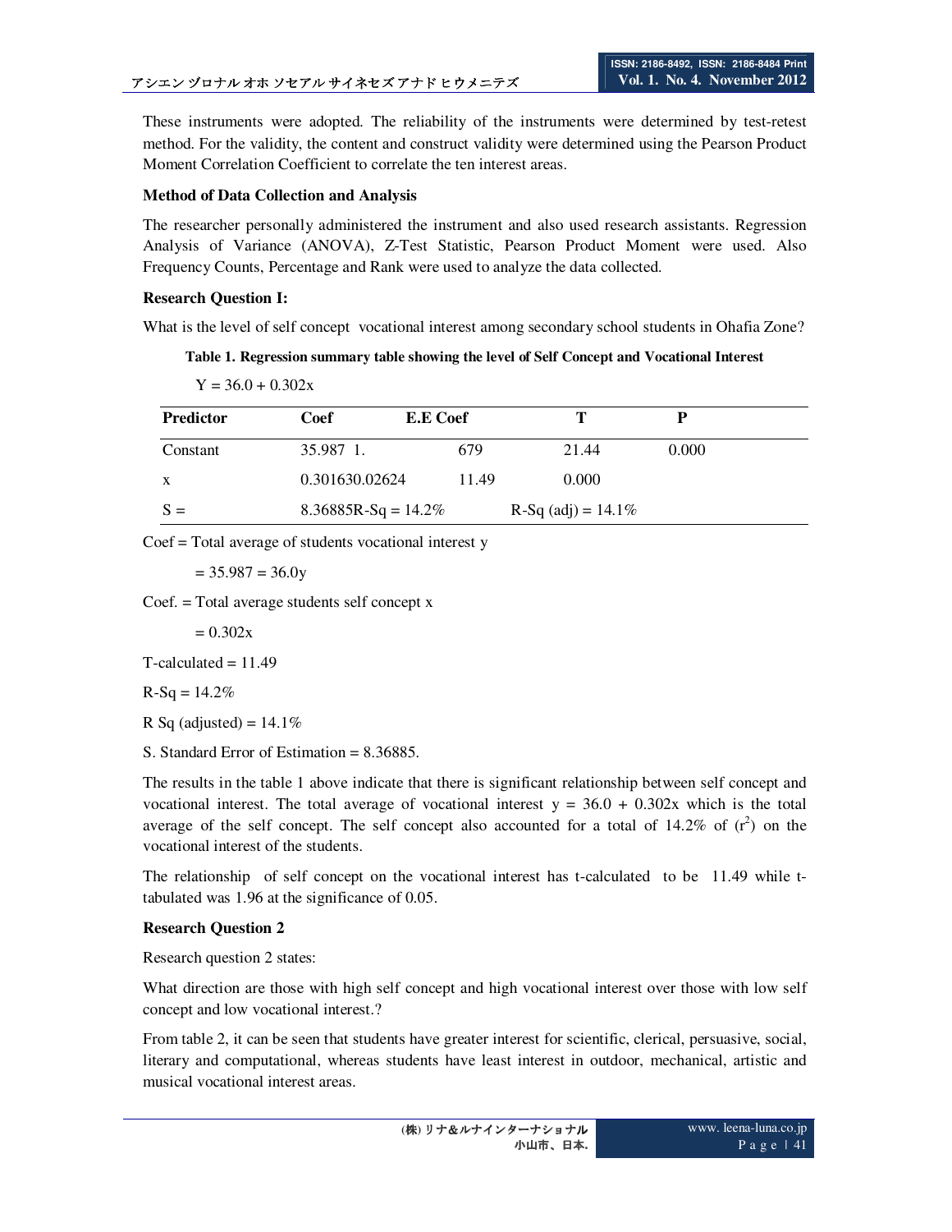These instruments were adopted. The reliability of the instruments were determined by test-retest method. For the validity, the content and construct validity were determined using the Pearson Product Moment Correlation Coefficient to correlate the ten interest areas.

**Method of Data Collection and Analysis**

The researcher personally administered the instrument and also used research assistants. Regression Analysis of Variance (ANOVA), Z-Test Statistic, Pearson Product Moment were used. Also Frequency Counts, Percentage and Rank were used to analyze the data collected.

**Research Question I:**

What is the level of self concept vocational interest among secondary school students in Ohafia Zone?

**Table 1. Regression summary table showing the level of Self Concept and Vocational Interest**

$Y = 36.0 + 0.302x$

| Predictor | Coef | E.E Coef | T | P |
|---|---|---|---|---|
| Constant | 35.987 1. | 679 | 21.44 | 0.000 |
| x | 0.301630.02624 | 11.49 | 0.000 | |
| S = | 8.36885R-Sq = 14.2% | | R-Sq (adj) = 14.1% | |

Coef = Total average of students vocational interest y

= 35.987 = 36.0y

Coef. = Total average students self concept x

= 0.302x

T-calculated = 11.49

R-Sq = 14.2%

R Sq (adjusted) = 14.1%

S. Standard Error of Estimation = 8.36885.

The results in the table 1 above indicate that there is significant relationship between self concept and vocational interest. The total average of vocational interest $y = 36.0 + 0.302x$ which is the total average of the self concept. The self concept also accounted for a total of 14.2% of ($r^2$) on the vocational interest of the students.

The relationship of self concept on the vocational interest has t-calculated to be 11.49 while t-tabulated was 1.96 at the significance of 0.05.

**Research Question 2**

Research question 2 states:

What direction are those with high self concept and high vocational interest over those with low self concept and low vocational interest.?

From table 2, it can be seen that students have greater interest for scientific, clerical, persuasive, social, literary and computational, whereas students have least interest in outdoor, mechanical, artistic and musical vocational interest areas.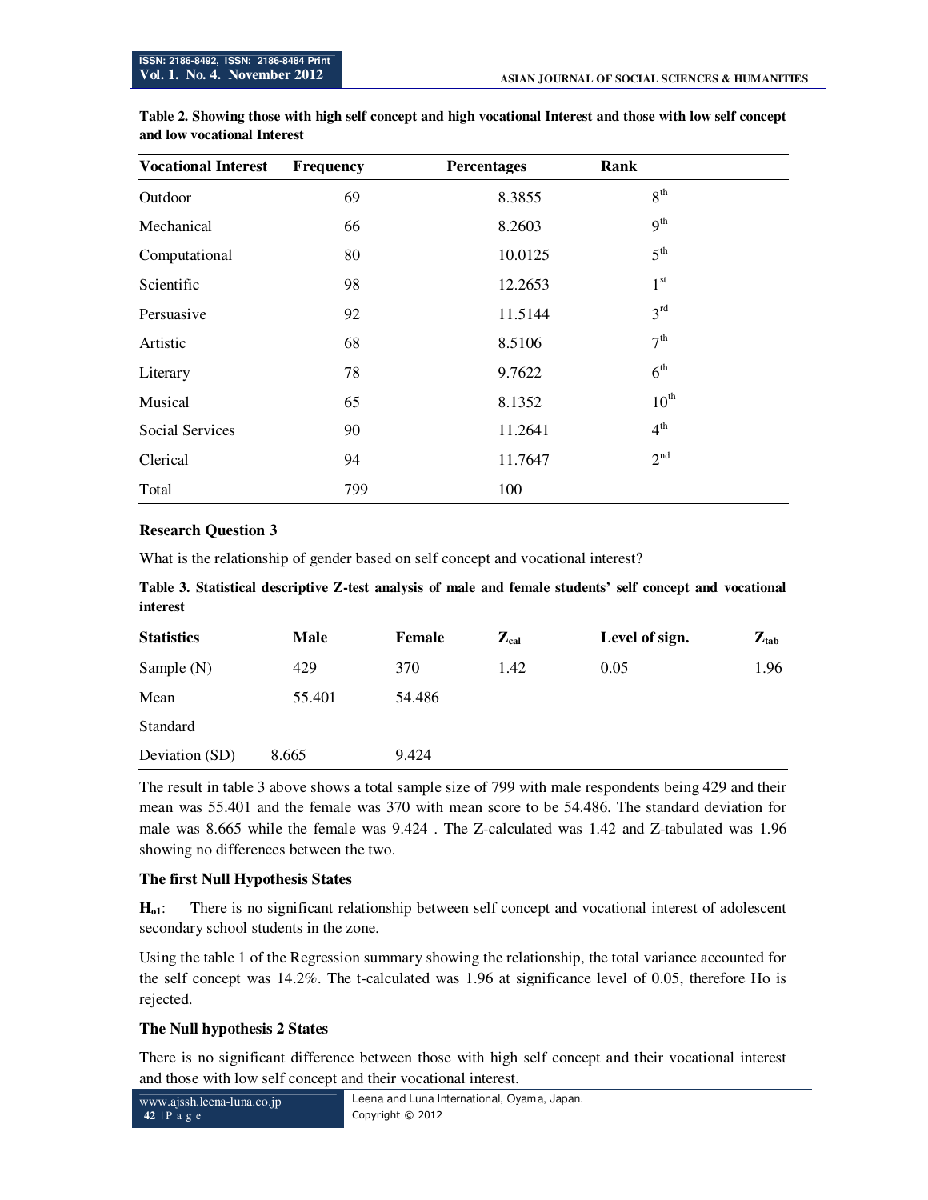**Table 2. Showing those with high self concept and high vocational Interest and those with low self concept and low vocational Interest**

| Vocational Interest | Frequency | Percentages | Rank |
|---|---|---|---|
| Outdoor | 69 | 8.3855 | 8th |
| Mechanical | 66 | 8.2603 | 9th |
| Computational | 80 | 10.0125 | 5th |
| Scientific | 98 | 12.2653 | 1st |
| Persuasive | 92 | 11.5144 | 3rd |
| Artistic | 68 | 8.5106 | 7th |
| Literary | 78 | 9.7622 | 6th |
| Musical | 65 | 8.1352 | 10th |
| Social Services | 90 | 11.2641 | 4th |
| Clerical | 94 | 11.7647 | 2nd |
| Total | 799 | 100 | |

**Research Question 3**

What is the relationship of gender based on self concept and vocational interest?

**Table 3. Statistical descriptive Z-test analysis of male and female students' self concept and vocational interest**

| Statistics | Male | Female | $Z_{cal}$ | Level of sign. | $Z_{tab}$ |
|---|---|---|---|---|---|
| Sample (N) | 429 | 370 | 1.42 | 0.05 | 1.96 |
| Mean | 55.401 | 54.486 | | | |
| Standard Deviation (SD) | 8.665 | 9.424 | | | |

The result in table 3 above shows a total sample size of 799 with male respondents being 429 and their mean was 55.401 and the female was 370 with mean score to be 54.486. The standard deviation for male was 8.665 while the female was 9.424 . The Z-calculated was 1.42 and Z-tabulated was 1.96 showing no differences between the two.

**The first Null Hypothesis States**

**$H_{o1}$**: There is no significant relationship between self concept and vocational interest of adolescent secondary school students in the zone.

Using the table 1 of the Regression summary showing the relationship, the total variance accounted for the self concept was 14.2%. The t-calculated was 1.96 at significance level of 0.05, therefore Ho is rejected.

**The Null hypothesis 2 States**

There is no significant difference between those with high self concept and their vocational interest and those with low self concept and their vocational interest.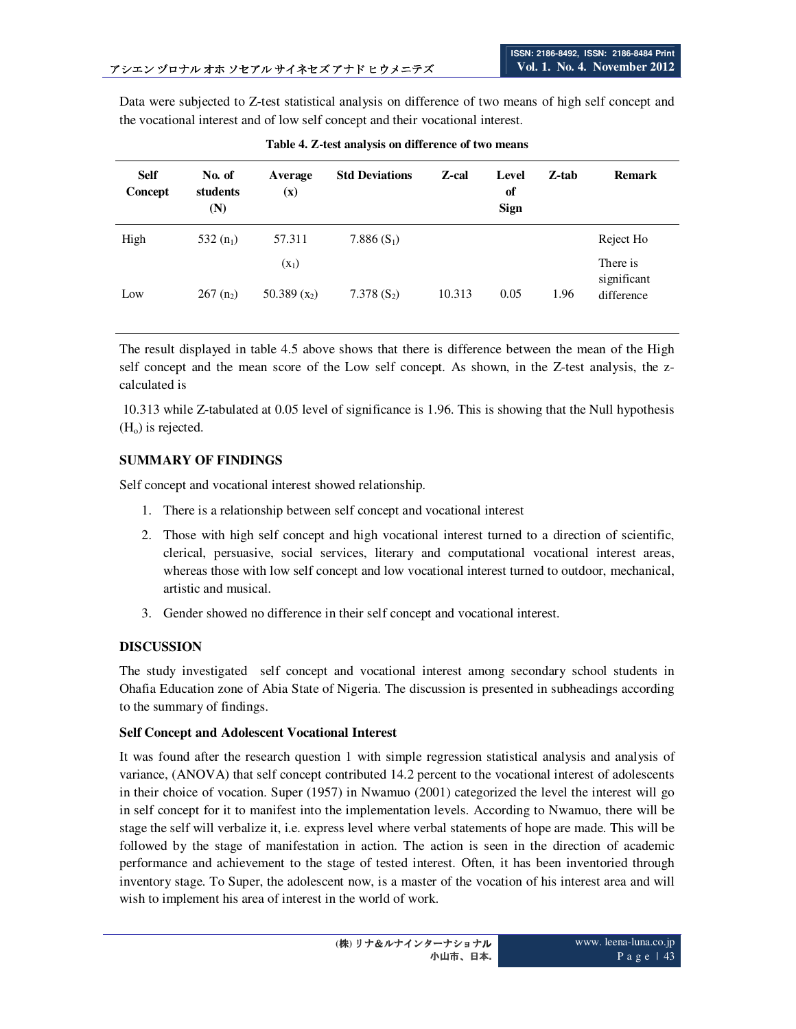Data were subjected to Z-test statistical analysis on difference of two means of high self concept and the vocational interest and of low self concept and their vocational interest.

**Table 4. Z-test analysis on difference of two means**

| Self Concept | No. of students (N) | Average (x) | Std Deviations | Z-cal | Level of Sign | Z-tab | Remark |
|---|---|---|---|---|---|---|---|
| High | 532 ($n_1$) | 57.311 ($x_1$) | 7.886 ($S_1$) | | | | Reject Ho There is significant difference |
| Low | 267 ($n_2$) | 50.389 ($x_2$) | 7.378 ($S_2$) | 10.313 | 0.05 | 1.96 | |

The result displayed in table 4.5 above shows that there is difference between the mean of the High self concept and the mean score of the Low self concept. As shown, in the Z-test analysis, the z-calculated is

10.313 while Z-tabulated at 0.05 level of significance is 1.96. This is showing that the Null hypothesis ($H_o$) is rejected.

### SUMMARY OF FINDINGS

Self concept and vocational interest showed relationship.

1. There is a relationship between self concept and vocational interest
2. Those with high self concept and high vocational interest turned to a direction of scientific, clerical, persuasive, social services, literary and computational vocational interest areas, whereas those with low self concept and low vocational interest turned to outdoor, mechanical, artistic and musical.
3. Gender showed no difference in their self concept and vocational interest.

### DISCUSSION

The study investigated self concept and vocational interest among secondary school students in Ohafia Education zone of Abia State of Nigeria. The discussion is presented in subheadings according to the summary of findings.

#### Self Concept and Adolescent Vocational Interest

It was found after the research question 1 with simple regression statistical analysis and analysis of variance, (ANOVA) that self concept contributed 14.2 percent to the vocational interest of adolescents in their choice of vocation. Super (1957) in Nwamuo (2001) categorized the level the interest will go in self concept for it to manifest into the implementation levels. According to Nwamuo, there will be stage the self will verbalize it, i.e. express level where verbal statements of hope are made. This will be followed by the stage of manifestation in action. The action is seen in the direction of academic performance and achievement to the stage of tested interest. Often, it has been inventoried through inventory stage. To Super, the adolescent now, is a master of the vocation of his interest area and will wish to implement his area of interest in the world of work.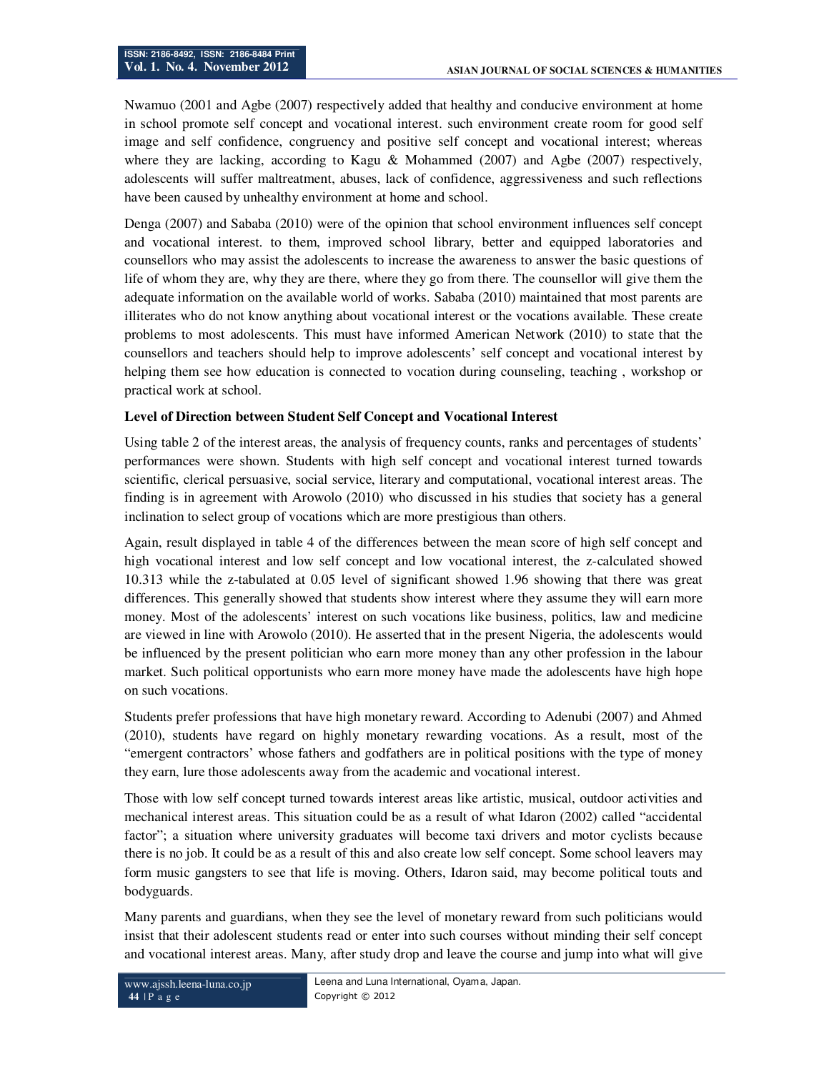Nwamuo (2001 and Agbe (2007) respectively added that healthy and conducive environment at home in school promote self concept and vocational interest. such environment create room for good self image and self confidence, congruency and positive self concept and vocational interest; whereas where they are lacking, according to Kagu & Mohammed (2007) and Agbe (2007) respectively, adolescents will suffer maltreatment, abuses, lack of confidence, aggressiveness and such reflections have been caused by unhealthy environment at home and school.

Denga (2007) and Sababa (2010) were of the opinion that school environment influences self concept and vocational interest. to them, improved school library, better and equipped laboratories and counsellors who may assist the adolescents to increase the awareness to answer the basic questions of life of whom they are, why they are there, where they go from there. The counsellor will give them the adequate information on the available world of works. Sababa (2010) maintained that most parents are illiterates who do not know anything about vocational interest or the vocations available. These create problems to most adolescents. This must have informed American Network (2010) to state that the counsellors and teachers should help to improve adolescents' self concept and vocational interest by helping them see how education is connected to vocation during counseling, teaching , workshop or practical work at school.

**Level of Direction between Student Self Concept and Vocational Interest**

Using table 2 of the interest areas, the analysis of frequency counts, ranks and percentages of students' performances were shown. Students with high self concept and vocational interest turned towards scientific, clerical persuasive, social service, literary and computational, vocational interest areas. The finding is in agreement with Arowolo (2010) who discussed in his studies that society has a general inclination to select group of vocations which are more prestigious than others.

Again, result displayed in table 4 of the differences between the mean score of high self concept and high vocational interest and low self concept and low vocational interest, the z-calculated showed 10.313 while the z-tabulated at 0.05 level of significant showed 1.96 showing that there was great differences. This generally showed that students show interest where they assume they will earn more money. Most of the adolescents' interest on such vocations like business, politics, law and medicine are viewed in line with Arowolo (2010). He asserted that in the present Nigeria, the adolescents would be influenced by the present politician who earn more money than any other profession in the labour market. Such political opportunists who earn more money have made the adolescents have high hope on such vocations.

Students prefer professions that have high monetary reward. According to Adenubi (2007) and Ahmed (2010), students have regard on highly monetary rewarding vocations. As a result, most of the "emergent contractors' whose fathers and godfathers are in political positions with the type of money they earn, lure those adolescents away from the academic and vocational interest.

Those with low self concept turned towards interest areas like artistic, musical, outdoor activities and mechanical interest areas. This situation could be as a result of what Idaron (2002) called "accidental factor"; a situation where university graduates will become taxi drivers and motor cyclists because there is no job. It could be as a result of this and also create low self concept. Some school leavers may form music gangsters to see that life is moving. Others, Idaron said, may become political touts and bodyguards.

Many parents and guardians, when they see the level of monetary reward from such politicians would insist that their adolescent students read or enter into such courses without minding their self concept and vocational interest areas. Many, after study drop and leave the course and jump into what will give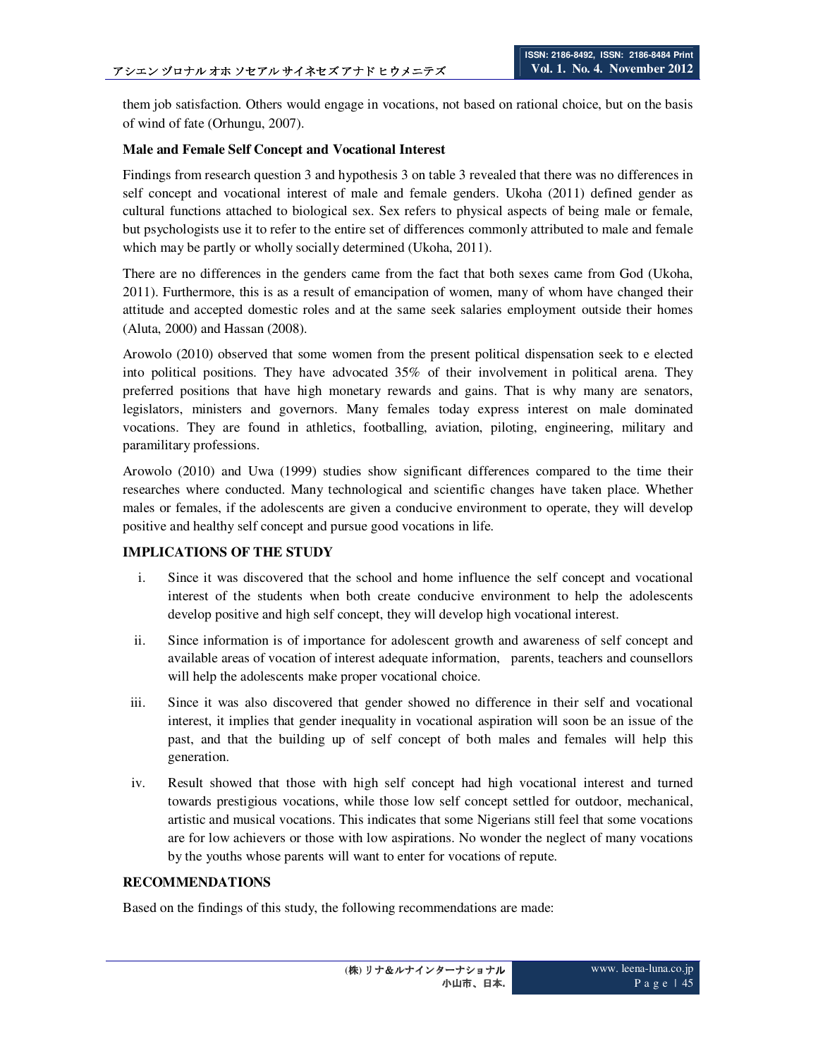them job satisfaction. Others would engage in vocations, not based on rational choice, but on the basis of wind of fate (Orhungu, 2007).

**Male and Female Self Concept and Vocational Interest**

Findings from research question 3 and hypothesis 3 on table 3 revealed that there was no differences in self concept and vocational interest of male and female genders. Ukoha (2011) defined gender as cultural functions attached to biological sex. Sex refers to physical aspects of being male or female, but psychologists use it to refer to the entire set of differences commonly attributed to male and female which may be partly or wholly socially determined (Ukoha, 2011).

There are no differences in the genders came from the fact that both sexes came from God (Ukoha, 2011). Furthermore, this is as a result of emancipation of women, many of whom have changed their attitude and accepted domestic roles and at the same seek salaries employment outside their homes (Aluta, 2000) and Hassan (2008).

Arowolo (2010) observed that some women from the present political dispensation seek to e elected into political positions. They have advocated 35% of their involvement in political arena. They preferred positions that have high monetary rewards and gains. That is why many are senators, legislators, ministers and governors. Many females today express interest on male dominated vocations. They are found in athletics, footballing, aviation, piloting, engineering, military and paramilitary professions.

Arowolo (2010) and Uwa (1999) studies show significant differences compared to the time their researches where conducted. Many technological and scientific changes have taken place. Whether males or females, if the adolescents are given a conducive environment to operate, they will develop positive and healthy self concept and pursue good vocations in life.

## IMPLICATIONS OF THE STUDY

i. Since it was discovered that the school and home influence the self concept and vocational interest of the students when both create conducive environment to help the adolescents develop positive and high self concept, they will develop high vocational interest.

ii. Since information is of importance for adolescent growth and awareness of self concept and available areas of vocation of interest adequate information, parents, teachers and counsellors will help the adolescents make proper vocational choice.

iii. Since it was also discovered that gender showed no difference in their self and vocational interest, it implies that gender inequality in vocational aspiration will soon be an issue of the past, and that the building up of self concept of both males and females will help this generation.

iv. Result showed that those with high self concept had high vocational interest and turned towards prestigious vocations, while those low self concept settled for outdoor, mechanical, artistic and musical vocations. This indicates that some Nigerians still feel that some vocations are for low achievers or those with low aspirations. No wonder the neglect of many vocations by the youths whose parents will want to enter for vocations of repute.

## RECOMMENDATIONS

Based on the findings of this study, the following recommendations are made: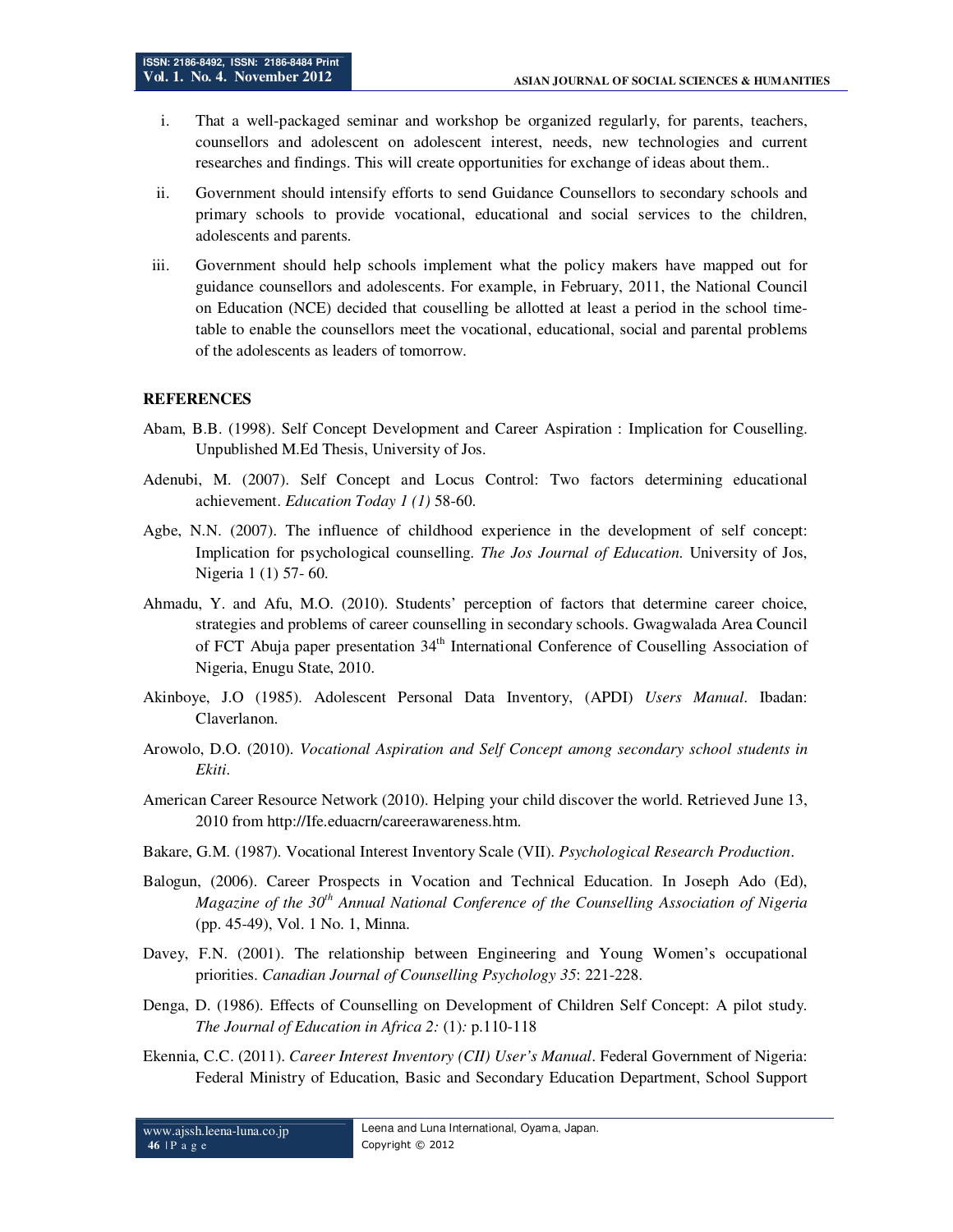i. That a well-packaged seminar and workshop be organized regularly, for parents, teachers, counsellors and adolescent on adolescent interest, needs, new technologies and current researches and findings. This will create opportunities for exchange of ideas about them..

ii. Government should intensify efforts to send Guidance Counsellors to secondary schools and primary schools to provide vocational, educational and social services to the children, adolescents and parents.

iii. Government should help schools implement what the policy makers have mapped out for guidance counsellors and adolescents. For example, in February, 2011, the National Council on Education (NCE) decided that couselling be allotted at least a period in the school time-table to enable the counsellors meet the vocational, educational, social and parental problems of the adolescents as leaders of tomorrow.

**REFERENCES**

Abam, B.B. (1998). Self Concept Development and Career Aspiration : Implication for Couselling. Unpublished M.Ed Thesis, University of Jos.

Adenubi, M. (2007). Self Concept and Locus Control: Two factors determining educational achievement. *Education Today 1 (1)* 58-60.

Agbe, N.N. (2007). The influence of childhood experience in the development of self concept: Implication for psychological counselling. *The Jos Journal of Education.* University of Jos, Nigeria 1 (1) 57- 60.

Ahmadu, Y. and Afu, M.O. (2010). Students' perception of factors that determine career choice, strategies and problems of career counselling in secondary schools. Gwagwalada Area Council of FCT Abuja paper presentation 34th International Conference of Couselling Association of Nigeria, Enugu State, 2010.

Akinboye, J.O (1985). Adolescent Personal Data Inventory, (APDI) *Users Manual*. Ibadan: Claverlanon.

Arowolo, D.O. (2010). *Vocational Aspiration and Self Concept among secondary school students in Ekiti*.

American Career Resource Network (2010). Helping your child discover the world. Retrieved June 13, 2010 from http://Ife.eduacrn/careerawareness.htm.

Bakare, G.M. (1987). Vocational Interest Inventory Scale (VII). *Psychological Research Production*.

Balogun, (2006). Career Prospects in Vocation and Technical Education. In Joseph Ado (Ed), *Magazine of the 30th Annual National Conference of the Counselling Association of Nigeria* (pp. 45-49), Vol. 1 No. 1, Minna.

Davey, F.N. (2001). The relationship between Engineering and Young Women's occupational priorities. *Canadian Journal of Counselling Psychology 35*: 221-228.

Denga, D. (1986). Effects of Counselling on Development of Children Self Concept: A pilot study. *The Journal of Education in Africa 2:* (1)*:* p.110-118

Ekennia, C.C. (2011). *Career Interest Inventory (CII) User's Manual*. Federal Government of Nigeria: Federal Ministry of Education, Basic and Secondary Education Department, School Support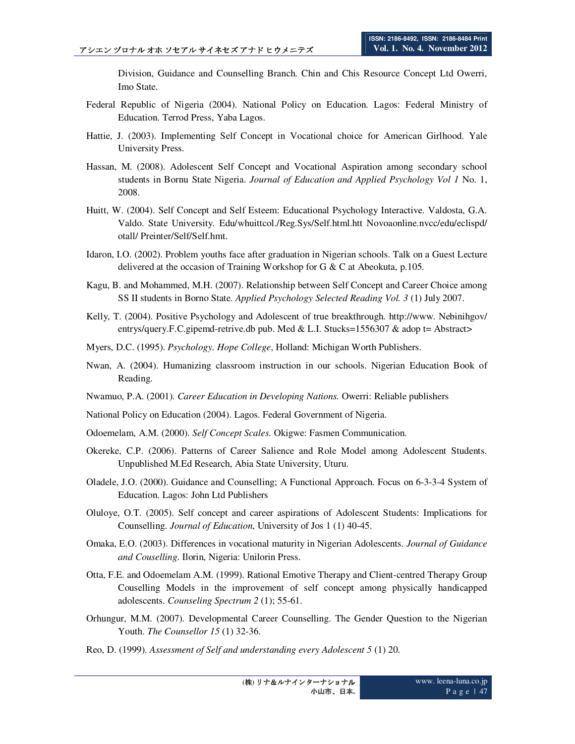Division, Guidance and Counselling Branch. Chin and Chis Resource Concept Ltd Owerri, Imo State.

Federal Republic of Nigeria (2004). National Policy on Education. Lagos: Federal Ministry of Education. Terrod Press, Yaba Lagos.

Hattie, J. (2003). Implementing Self Concept in Vocational choice for American Girlhood. Yale University Press.

Hassan, M. (2008). Adolescent Self Concept and Vocational Aspiration among secondary school students in Bornu State Nigeria. *Journal of Education and Applied Psychology Vol 1* No. 1, 2008.

Huitt, W. (2004). Self Concept and Self Esteem: Educational Psychology Interactive. Valdosta, G.A. Valdo. State University. Edu/whuittcol./Reg.Sys/Self.html.htt Novoaonline.nvcc/edu/eclispd/otall/ Preinter/Self/Self.hmt.

Idaron, I.O. (2002). Problem youths face after graduation in Nigerian schools. Talk on a Guest Lecture delivered at the occasion of Training Workshop for G & C at Abeokuta, p.105.

Kagu, B. and Mohammed, M.H. (2007). Relationship between Self Concept and Career Choice among SS II students in Borno State. *Applied Psychology Selected Reading Vol. 3* (1) July 2007.

Kelly, T. (2004). Positive Psychology and Adolescent of true breakthrough. http://www. Nebinihgov/entrys/query.F.C.gipemd-retrive.db pub. Med & L.I. Stucks=1556307 & adop t= Abstract>

Myers, D.C. (1995). *Psychology. Hope College*, Holland: Michigan Worth Publishers.

Nwan, A. (2004). Humanizing classroom instruction in our schools. Nigerian Education Book of Reading.

Nwamuo, P.A. (2001). *Career Education in Developing Nations.* Owerri: Reliable publishers

National Policy on Education (2004). Lagos. Federal Government of Nigeria.

Odoemelam, A.M. (2000). *Self Concept Scales.* Okigwe: Fasmen Communication.

Okereke, C.P. (2006). Patterns of Career Salience and Role Model among Adolescent Students. Unpublished M.Ed Research, Abia State University, Uturu.

Oladele, J.O. (2000). Guidance and Counselling; A Functional Approach. Focus on 6-3-3-4 System of Education. Lagos: John Ltd Publishers

Oluloye, O.T. (2005). Self concept and career aspirations of Adolescent Students: Implications for Counselling. *Journal of Education*, University of Jos 1 (1) 40-45.

Omaka, E.O. (2003). Differences in vocational maturity in Nigerian Adolescents. *Journal of Guidance and Couselling*. Ilorin, Nigeria: Unilorin Press.

Otta, F.E. and Odoemelam A.M. (1999). Rational Emotive Therapy and Client-centred Therapy Group Couselling Models in the improvement of self concept among physically handicapped adolescents. *Counseling Spectrum 2* (1); 55-61.

Orhungur, M.M. (2007). Developmental Career Counselling. The Gender Question to the Nigerian Youth. *The Counsellor 15* (1) 32-36.

Reo, D. (1999). *Assessment of Self and understanding every Adolescent 5* (1) 20.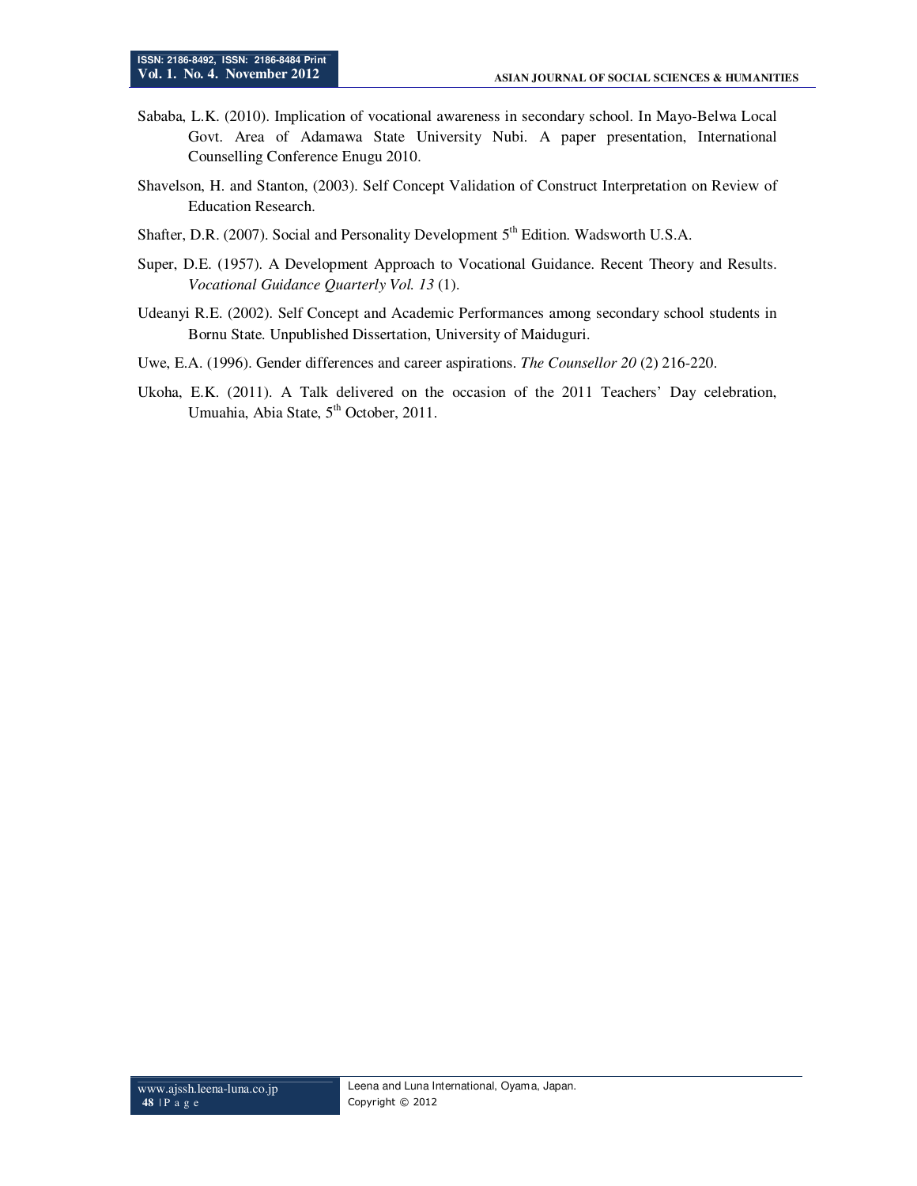Sababa, L.K. (2010). Implication of vocational awareness in secondary school. In Mayo-Belwa Local Govt. Area of Adamawa State University Nubi. A paper presentation, International Counselling Conference Enugu 2010.

Shavelson, H. and Stanton, (2003). Self Concept Validation of Construct Interpretation on Review of Education Research.

Shafter, D.R. (2007). Social and Personality Development 5th Edition. Wadsworth U.S.A.

Super, D.E. (1957). A Development Approach to Vocational Guidance. Recent Theory and Results. *Vocational Guidance Quarterly Vol. 13* (1).

Udeanyi R.E. (2002). Self Concept and Academic Performances among secondary school students in Bornu State. Unpublished Dissertation, University of Maiduguri.

Uwe, E.A. (1996). Gender differences and career aspirations. *The Counsellor 20* (2) 216-220.

Ukoha, E.K. (2011). A Talk delivered on the occasion of the 2011 Teachers' Day celebration, Umuahia, Abia State, 5th October, 2011.